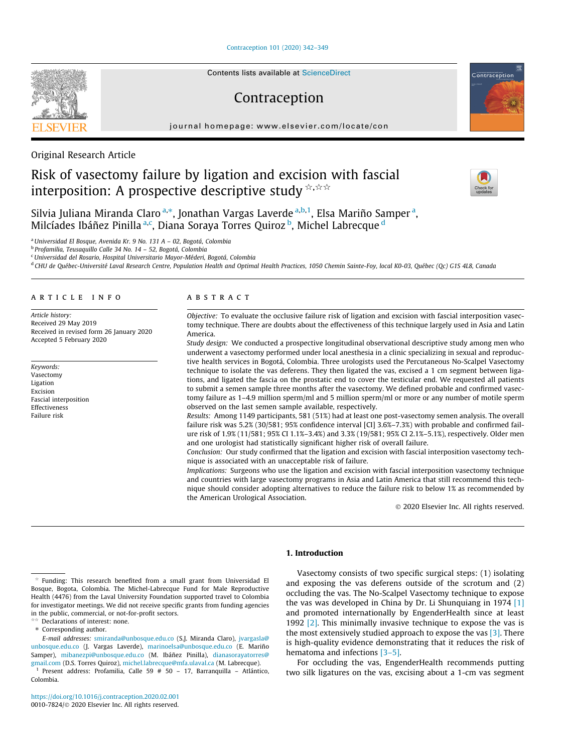Original Research Article

# Risk of vasectomy failure by ligation and excision with fascial interposition: A prospective descriptive study [☆,☆☆]

Silvia Juliana Miranda Claro [a,*], Jonathan Vargas Laverde [a,b,1], Elsa Mariño Samper [a], Milcíades Ibáñez Pinilla [a,c], Diana Soraya Torres Quiroz [b], Michel Labrecque [d]

[a] Universidad El Bosque, Avenida Kr. 9 No. 131 A – 02, Bogotá, Colombia
[b] Profamilia, Teusaquillo Calle 34 No. 14 – 52, Bogotá, Colombia
[c] Universidad del Rosario, Hospital Universitario Mayor-Méderi, Bogotá, Colombia
[d] CHU de Québec-Université Laval Research Centre, Population Health and Optimal Health Practices, 1050 Chemin Sainte-Foy, local K0-03, Québec (Qc) G1S 4L8, Canada

## ARTICLE INFO

*Article history:*
Received 29 May 2019
Received in revised form 26 January 2020
Accepted 5 February 2020

*Keywords:*
Vasectomy
Ligation
Excision
Fascial interposition
Effectiveness
Failure risk

## ABSTRACT

*Objective:* To evaluate the occlusive failure risk of ligation and excision with fascial interposition vasectomy technique. There are doubts about the effectiveness of this technique largely used in Asia and Latin America.

*Study design:* We conducted a prospective longitudinal observational descriptive study among men who underwent a vasectomy performed under local anesthesia in a clinic specializing in sexual and reproductive health services in Bogotá, Colombia. Three urologists used the Percutaneous No-Scalpel Vasectomy technique to isolate the vas deferens. They then ligated the vas, excised a 1 cm segment between ligations, and ligated the fascia on the prostatic end to cover the testicular end. We requested all patients to submit a semen sample three months after the vasectomy. We defined probable and confirmed vasectomy failure as 1–4.9 million sperm/ml and 5 million sperm/ml or more or any number of motile sperm observed on the last semen sample available, respectively.

*Results:* Among 1149 participants, 581 (51%) had at least one post-vasectomy semen analysis. The overall failure risk was 5.2% (30/581; 95% confidence interval [CI] 3.6%–7.3%) with probable and confirmed failure risk of 1.9% (11/581; 95% CI 1.1%–3.4%) and 3.3% (19/581; 95% CI 2.1%–5.1%), respectively. Older men and one urologist had statistically significant higher risk of overall failure.

*Conclusion:* Our study confirmed that the ligation and excision with fascial interposition vasectomy technique is associated with an unacceptable risk of failure.

*Implications:* Surgeons who use the ligation and excision with fascial interposition vasectomy technique and countries with large vasectomy programs in Asia and Latin America that still recommend this technique should consider adopting alternatives to reduce the failure risk to below 1% as recommended by the American Urological Association.

© 2020 Elsevier Inc. All rights reserved.

## 1. Introduction

Vasectomy consists of two specific surgical steps: (1) isolating and exposing the vas deferens outside of the scrotum and (2) occluding the vas. The No-Scalpel Vasectomy technique to expose the vas was developed in China by Dr. Li Shunquiang in 1974 [1] and promoted internationally by EngenderHealth since at least 1992 [2]. This minimally invasive technique to expose the vas is the most extensively studied approach to expose the vas [3]. There is high-quality evidence demonstrating that it reduces the risk of hematoma and infections [3–5].

For occluding the vas, EngenderHealth recommends putting two silk ligatures on the vas, excising about a 1-cm vas segment

---

☆ Funding: This research benefited from a small grant from Universidad El Bosque, Bogota, Colombia. The Michel-Labrecque Fund for Male Reproductive Health (4476) from the Laval University Foundation supported travel to Colombia for investigator meetings. We did not receive specific grants from funding agencies in the public, commercial, or not-for-profit sectors.
☆☆ Declarations of interest: none.
\* Corresponding author.
*E-mail addresses:* smiranda@unbosque.edu.co (S.J. Miranda Claro), jvargasla@unbosque.edu.co (J. Vargas Laverde), marinoelsa@unbosque.edu.co (E. Mariño Samper), mibanezpi@unbosque.edu.co (M. Ibáñez Pinilla), dianasorayatorres@gmail.com (D.S. Torres Quiroz), michel.labrecque@mfa.ulaval.ca (M. Labrecque).
[1] Present address: Profamilia, Calle 59 # 50 – 17, Barranquilla – Atlántico, Colombia.

https://doi.org/10.1016/j.contraception.2020.02.001
0010-7824/© 2020 Elsevier Inc. All rights reserved.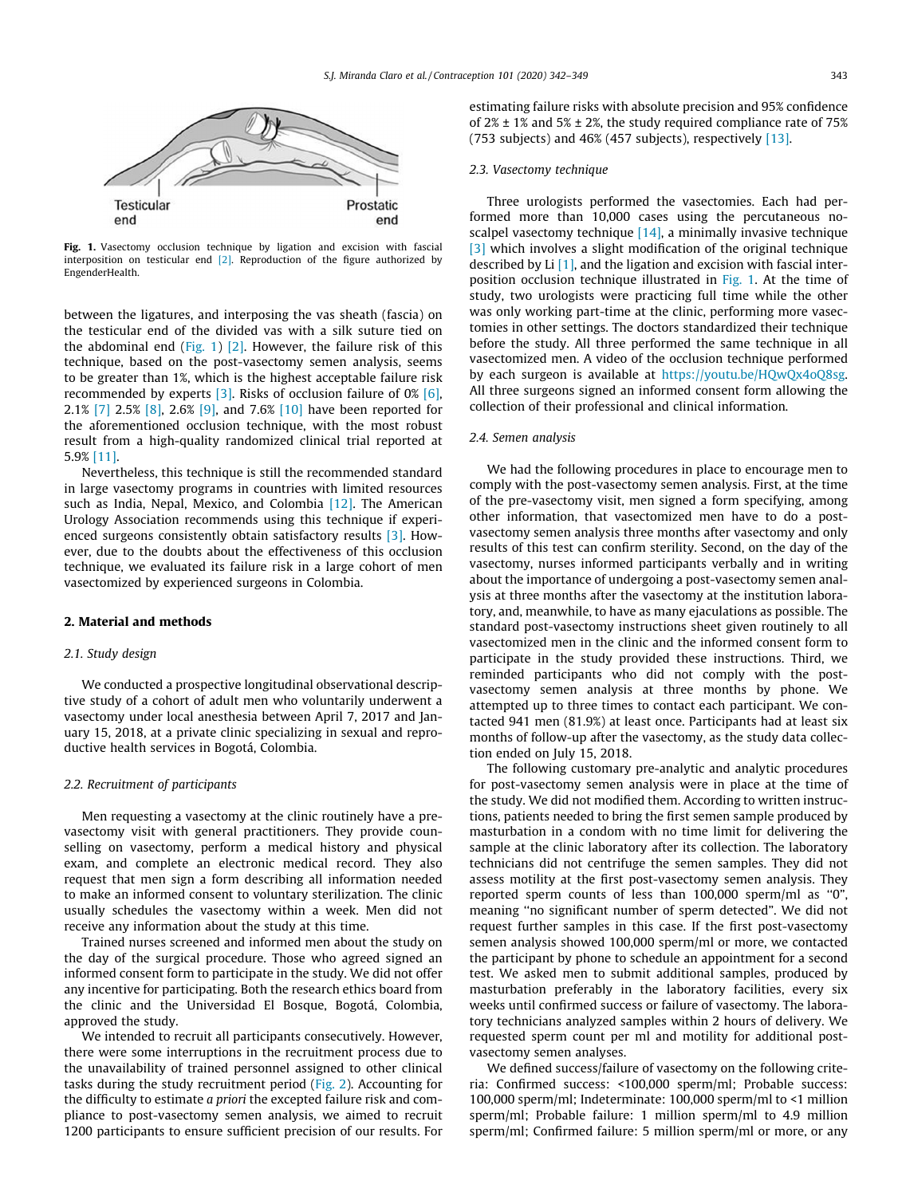Testicular end

Prostatic end

**Fig. 1.** Vasectomy occlusion technique by ligation and excision with fascial interposition on testicular end [2]. Reproduction of the figure authorized by EngenderHealth.

between the ligatures, and interposing the vas sheath (fascia) on the testicular end of the divided vas with a silk suture tied on the abdominal end (Fig. 1) [2]. However, the failure risk of this technique, based on the post-vasectomy semen analysis, seems to be greater than 1%, which is the highest acceptable failure risk recommended by experts [3]. Risks of occlusion failure of 0% [6], 2.1% [7] 2.5% [8], 2.6% [9], and 7.6% [10] have been reported for the aforementioned occlusion technique, with the most robust result from a high-quality randomized clinical trial reported at 5.9% [11].

Nevertheless, this technique is still the recommended standard in large vasectomy programs in countries with limited resources such as India, Nepal, Mexico, and Colombia [12]. The American Urology Association recommends using this technique if experienced surgeons consistently obtain satisfactory results [3]. However, due to the doubts about the effectiveness of this occlusion technique, we evaluated its failure risk in a large cohort of men vasectomized by experienced surgeons in Colombia.

## 2. Material and methods

### 2.1. Study design

We conducted a prospective longitudinal observational descriptive study of a cohort of adult men who voluntarily underwent a vasectomy under local anesthesia between April 7, 2017 and January 15, 2018, at a private clinic specializing in sexual and reproductive health services in Bogotá, Colombia.

### 2.2. Recruitment of participants

Men requesting a vasectomy at the clinic routinely have a pre-vasectomy visit with general practitioners. They provide counselling on vasectomy, perform a medical history and physical exam, and complete an electronic medical record. They also request that men sign a form describing all information needed to make an informed consent to voluntary sterilization. The clinic usually schedules the vasectomy within a week. Men did not receive any information about the study at this time.

Trained nurses screened and informed men about the study on the day of the surgical procedure. Those who agreed signed an informed consent form to participate in the study. We did not offer any incentive for participating. Both the research ethics board from the clinic and the Universidad El Bosque, Bogotá, Colombia, approved the study.

We intended to recruit all participants consecutively. However, there were some interruptions in the recruitment process due to the unavailability of trained personnel assigned to other clinical tasks during the study recruitment period (Fig. 2). Accounting for the difficulty to estimate *a priori* the excepted failure risk and compliance to post-vasectomy semen analysis, we aimed to recruit 1200 participants to ensure sufficient precision of our results. For estimating failure risks with absolute precision and 95% confidence of 2% ± 1% and 5% ± 2%, the study required compliance rate of 75% (753 subjects) and 46% (457 subjects), respectively [13].

### 2.3. Vasectomy technique

Three urologists performed the vasectomies. Each had performed more than 10,000 cases using the percutaneous no-scalpel vasectomy technique [14], a minimally invasive technique [3] which involves a slight modification of the original technique described by Li [1], and the ligation and excision with fascial interposition occlusion technique illustrated in Fig. 1. At the time of study, two urologists were practicing full time while the other was only working part-time at the clinic, performing more vasectomies in other settings. The doctors standardized their technique before the study. All three performed the same technique in all vasectomized men. A video of the occlusion technique performed by each surgeon is available at https://youtu.be/HQwQx4oQ8sg. All three surgeons signed an informed consent form allowing the collection of their professional and clinical information.

### 2.4. Semen analysis

We had the following procedures in place to encourage men to comply with the post-vasectomy semen analysis. First, at the time of the pre-vasectomy visit, men signed a form specifying, among other information, that vasectomized men have to do a post-vasectomy semen analysis three months after vasectomy and only results of this test can confirm sterility. Second, on the day of the vasectomy, nurses informed participants verbally and in writing about the importance of undergoing a post-vasectomy semen analysis at three months after the vasectomy at the institution laboratory, and, meanwhile, to have as many ejaculations as possible. The standard post-vasectomy instructions sheet given routinely to all vasectomized men in the clinic and the informed consent form to participate in the study provided these instructions. Third, we reminded participants who did not comply with the post-vasectomy semen analysis at three months by phone. We attempted up to three times to contact each participant. We contacted 941 men (81.9%) at least once. Participants had at least six months of follow-up after the vasectomy, as the study data collection ended on July 15, 2018.

The following customary pre-analytic and analytic procedures for post-vasectomy semen analysis were in place at the time of the study. We did not modified them. According to written instructions, patients needed to bring the first semen sample produced by masturbation in a condom with no time limit for delivering the sample at the clinic laboratory after its collection. The laboratory technicians did not centrifuge the semen samples. They did not assess motility at the first post-vasectomy semen analysis. They reported sperm counts of less than 100,000 sperm/ml as "0", meaning "no significant number of sperm detected". We did not request further samples in this case. If the first post-vasectomy semen analysis showed 100,000 sperm/ml or more, we contacted the participant by phone to schedule an appointment for a second test. We asked men to submit additional samples, produced by masturbation preferably in the laboratory facilities, every six weeks until confirmed success or failure of vasectomy. The laboratory technicians analyzed samples within 2 hours of delivery. We requested sperm count per ml and motility for additional post-vasectomy semen analyses.

We defined success/failure of vasectomy on the following criteria: Confirmed success: <100,000 sperm/ml; Probable success: 100,000 sperm/ml; Indeterminate: 100,000 sperm/ml to <1 million sperm/ml; Probable failure: 1 million sperm/ml to 4.9 million sperm/ml; Confirmed failure: 5 million sperm/ml or more, or any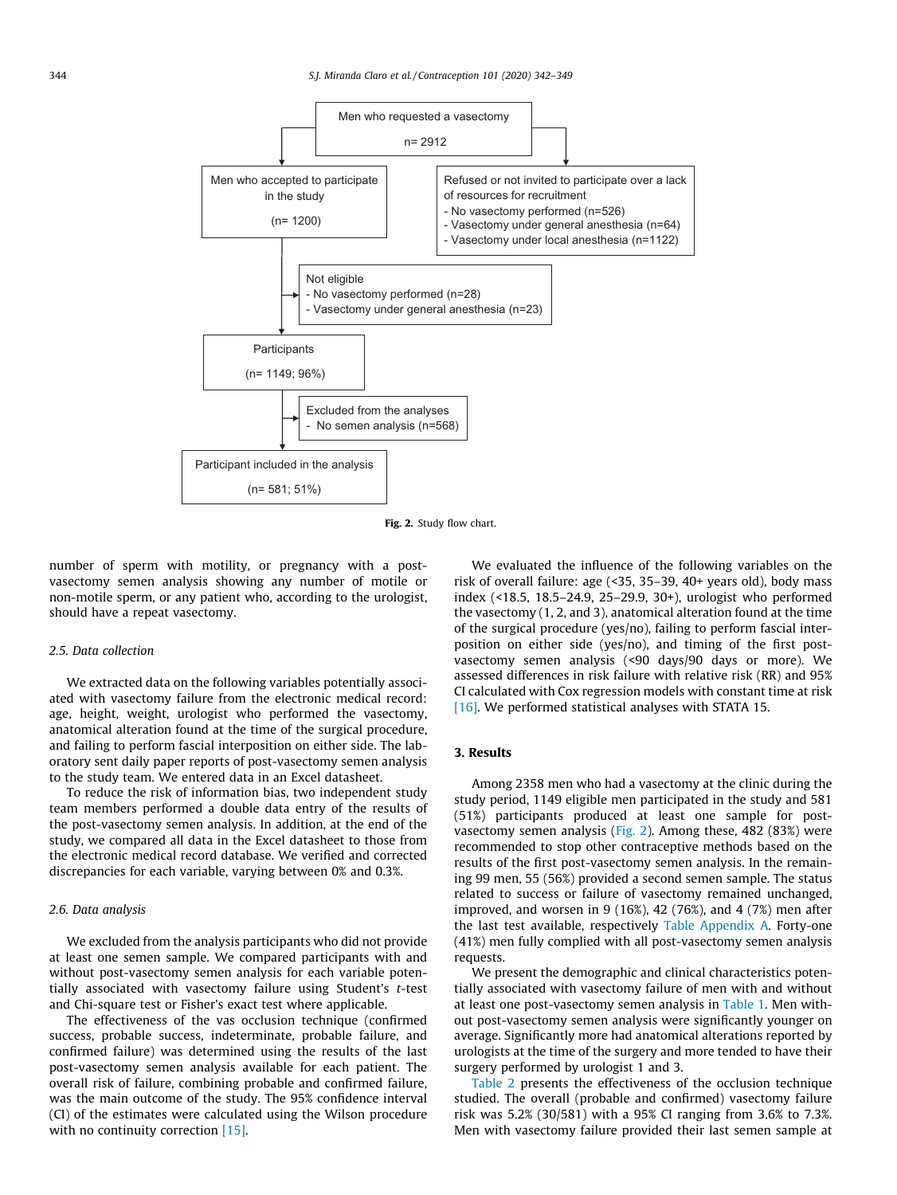Men who requested a vasectomy

n= 2912

Men who accepted to participate in the study

(n= 1200)

Refused or not invited to participate over a lack of resources for recruitment
- No vasectomy performed (n=526)
- Vasectomy under general anesthesia (n=64)
- Vasectomy under local anesthesia (n=1122)

Not eligible
- No vasectomy performed (n=28)
- Vasectomy under general anesthesia (n=23)

Participants

(n= 1149; 96%)

Excluded from the analyses
- No semen analysis (n=568)

Participant included in the analysis

(n= 581; 51%)

**Fig. 2.** Study flow chart.

number of sperm with motility, or pregnancy with a post-vasectomy semen analysis showing any number of motile or non-motile sperm, or any patient who, according to the urologist, should have a repeat vasectomy.

### 2.5. Data collection

We extracted data on the following variables potentially associated with vasectomy failure from the electronic medical record: age, height, weight, urologist who performed the vasectomy, anatomical alteration found at the time of the surgical procedure, and failing to perform fascial interposition on either side. The laboratory sent daily paper reports of post-vasectomy semen analysis to the study team. We entered data in an Excel datasheet.

To reduce the risk of information bias, two independent study team members performed a double data entry of the results of the post-vasectomy semen analysis. In addition, at the end of the study, we compared all data in the Excel datasheet to those from the electronic medical record database. We verified and corrected discrepancies for each variable, varying between 0% and 0.3%.

### 2.6. Data analysis

We excluded from the analysis participants who did not provide at least one semen sample. We compared participants with and without post-vasectomy semen analysis for each variable potentially associated with vasectomy failure using Student's *t*-test and Chi-square test or Fisher's exact test where applicable.

The effectiveness of the vas occlusion technique (confirmed success, probable success, indeterminate, probable failure, and confirmed failure) was determined using the results of the last post-vasectomy semen analysis available for each patient. The overall risk of failure, combining probable and confirmed failure, was the main outcome of the study. The 95% confidence interval (CI) of the estimates were calculated using the Wilson procedure with no continuity correction [15].

We evaluated the influence of the following variables on the risk of overall failure: age (<35, 35–39, 40+ years old), body mass index (<18.5, 18.5–24.9, 25–29.9, 30+), urologist who performed the vasectomy (1, 2, and 3), anatomical alteration found at the time of the surgical procedure (yes/no), failing to perform fascial interposition on either side (yes/no), and timing of the first post-vasectomy semen analysis (<90 days/90 days or more). We assessed differences in risk failure with relative risk (RR) and 95% CI calculated with Cox regression models with constant time at risk [16]. We performed statistical analyses with STATA 15.

## 3. Results

Among 2358 men who had a vasectomy at the clinic during the study period, 1149 eligible men participated in the study and 581 (51%) participants produced at least one sample for post-vasectomy semen analysis (Fig. 2). Among these, 482 (83%) were recommended to stop other contraceptive methods based on the results of the first post-vasectomy semen analysis. In the remaining 99 men, 55 (56%) provided a second semen sample. The status related to success or failure of vasectomy remained unchanged, improved, and worsen in 9 (16%), 42 (76%), and 4 (7%) men after the last test available, respectively Table Appendix A. Forty-one (41%) men fully complied with all post-vasectomy semen analysis requests.

We present the demographic and clinical characteristics potentially associated with vasectomy failure of men with and without at least one post-vasectomy semen analysis in Table 1. Men without post-vasectomy semen analysis were significantly younger on average. Significantly more had anatomical alterations reported by urologists at the time of the surgery and more tended to have their surgery performed by urologist 1 and 3.

Table 2 presents the effectiveness of the occlusion technique studied. The overall (probable and confirmed) vasectomy failure risk was 5.2% (30/581) with a 95% CI ranging from 3.6% to 7.3%. Men with vasectomy failure provided their last semen sample at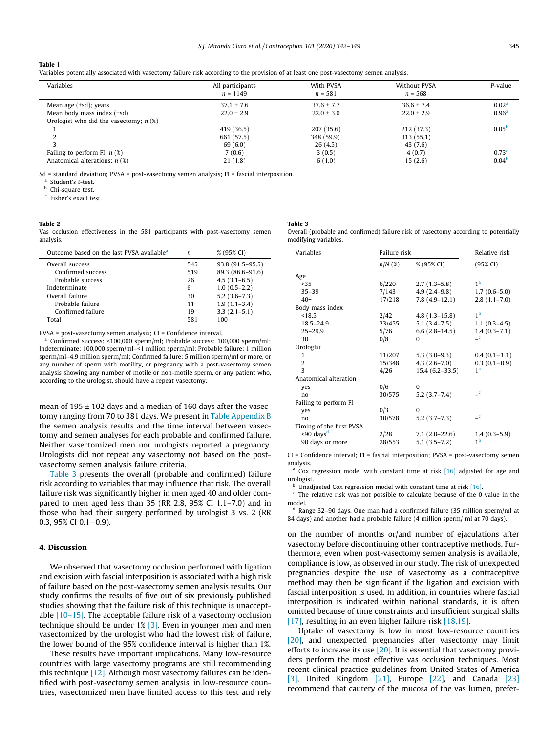**Table 1**
Variables potentially associated with vasectomy failure risk according to the provision of at least one post-vasectomy semen analysis.

| Variables | All participants n = 1149 | With PVSA n = 581 | Without PVSA n = 568 | P-value |
|---|---|---|---|---|
| Mean age (±sd); years | 37.1 ± 7.6 | 37.6 ± 7.7 | 36.6 ± 7.4 | 0.02[a] |
| Mean body mass index (±sd) | 22.0 ± 2.9 | 22.0 ± 3.0 | 22.0 ± 2.9 | 0.96[a] |
| Urologist who did the vasectomy; n (%) | | | | |
| 1 | 419 (36.5) | 207 (35.6) | 212 (37.3) | 0.05[b] |
| 2 | 661 (57.5) | 348 (59.9) | 313 (55.1) | |
| 3 | 69 (6.0) | 26 (4.5) | 43 (7.6) | |
| Failing to perform FI; n (%) | 7 (0.6) | 3 (0.5) | 4 (0.7) | 0.73[c] |
| Anatomical alterations; n (%) | 21 (1.8) | 6 (1.0) | 15 (2.6) | 0.04[b] |

Sd = standard deviation; PVSA = post-vasectomy semen analysis; FI = fascial interposition.
[a] Student's t-test.
[b] Chi-square test.
[c] Fisher's exact test.

**Table 2**
Vas occlusion effectiveness in the 581 participants with post-vasectomy semen analysis.

| Outcome based on the last PVSA available[a] | n | % (95% CI) |
|---|---|---|
| Overall success | 545 | 93.8 (91.5–95.5) |
| Confirmed success | 519 | 89.3 (86.6–91.6) |
| Probable success | 26 | 4.5 (3.1–6.5) |
| Indeterminate | 6 | 1.0 (0.5–2.2) |
| Overall failure | 30 | 5.2 (3.6–7.3) |
| Probable failure | 11 | 1.9 (1.1–3.4) |
| Confirmed failure | 19 | 3.3 (2.1–5.1) |
| Total | 581 | 100 |

PVSA = post-vasectomy semen analysis; CI = Confidence interval.
[a] Confirmed success: <100,000 sperm/ml; Probable success: 100,000 sperm/ml; Indeterminate: 100,000 sperm/ml–<1 million sperm/ml; Probable failure: 1 million sperm/ml–4.9 million sperm/ml; Confirmed failure: 5 million sperm/ml or more, or any number of sperm with motility, or pregnancy with a post-vasectomy semen analysis showing any number of motile or non-motile sperm, or any patient who, according to the urologist, should have a repeat vasectomy.

mean of 195 ± 102 days and a median of 160 days after the vasectomy ranging from 70 to 381 days. We present in Table Appendix B the semen analysis results and the time interval between vasectomy and semen analyses for each probable and confirmed failure. Neither vasectomized men nor urologists reported a pregnancy. Urologists did not repeat any vasectomy not based on the post-vasectomy semen analysis failure criteria.

Table 3 presents the overall (probable and confirmed) failure risk according to variables that may influence that risk. The overall failure risk was significantly higher in men aged 40 and older compared to men aged less than 35 (RR 2.8, 95% CI 1.1–7.0) and in those who had their surgery performed by urologist 3 vs. 2 (RR 0.3, 95% CI 0.1–0.9).

**Table 3**
Overall (probable and confirmed) failure risk of vasectomy according to potentially modifying variables.

| Variables | Failure risk | | Relative risk |
|---|---|---|---|
| | n/N (%) | % (95% CI) | (95% CI) |
| Age | | | |
| <35 | 6/220 | 2.7 (1.3–5.8) | 1[a] |
| 35–39 | 7/143 | 4.9 (2.4–9.8) | 1.7 (0.6–5.0) |
| 40+ | 17/218 | 7.8 (4.9–12.1) | 2.8 (1.1–7.0) |
| Body mass index | | | |
| <18.5 | 2/42 | 4.8 (1.3–15.8) | 1[b] |
| 18.5–24.9 | 23/455 | 5.1 (3.4–7.5) | 1.1 (0.3–4.5) |
| 25–29.9 | 5/76 | 6.6 (2.8–14.5) | 1.4 (0.3–7.1) |
| 30+ | 0/8 | 0 | –[c] |
| Urologist | | | |
| 1 | 11/207 | 5.3 (3.0–9.3) | 0.4 (0.1–1.1) |
| 2 | 15/348 | 4.3 (2.6–7.0) | 0.3 (0.1–0.9) |
| 3 | 4/26 | 15.4 (6.2–33.5) | 1[a] |
| Anatomical alteration | | | |
| yes | 0/6 | 0 | |
| no | 30/575 | 5.2 (3.7–7.4) | –[c] |
| Failing to perform FI | | | |
| yes | 0/3 | 0 | |
| no | 30/578 | 5.2 (3.7–7.3) | –[c] |
| Timing of the first PVSA | | | |
| <90 days[d] | 2/28 | 7.1 (2.0–22.6) | 1.4 (0.3–5.9) |
| 90 days or more | 28/553 | 5.1 (3.5–7.2) | 1[b] |

CI = Confidence interval; FI = fascial interposition; PVSA = post-vasectomy semen analysis.
[a] Cox regression model with constant time at risk [16] adjusted for age and urologist.
[b] Unadjusted Cox regression model with constant time at risk [16].
[c] The relative risk was not possible to calculate because of the 0 value in the model.
[d] Range 32–90 days. One man had a confirmed failure (35 million sperm/ml at 84 days) and another had a probable failure (4 million sperm/ ml at 70 days).

## 4. Discussion

We observed that vasectomy occlusion performed with ligation and excision with fascial interposition is associated with a high risk of failure based on the post-vasectomy semen analysis results. Our study confirms the results of five out of six previously published studies showing that the failure risk of this technique is unacceptable [10–15]. The acceptable failure risk of a vasectomy occlusion technique should be under 1% [3]. Even in younger men and men vasectomized by the urologist who had the lowest risk of failure, the lower bound of the 95% confidence interval is higher than 1%.

These results have important implications. Many low-resource countries with large vasectomy programs are still recommending this technique [12]. Although most vasectomy failures can be identified with post-vasectomy semen analysis, in low-resource countries, vasectomized men have limited access to this test and rely on the number of months or/and number of ejaculations after vasectomy before discontinuing other contraceptive methods. Furthermore, even when post-vasectomy semen analysis is available, compliance is low, as observed in our study. The risk of unexpected pregnancies despite the use of vasectomy as a contraceptive method may then be significant if the ligation and excision with fascial interposition is used. In addition, in countries where fascial interposition is indicated within national standards, it is often omitted because of time constraints and insufficient surgical skills [17], resulting in an even higher failure risk [18,19].

Uptake of vasectomy is low in most low-resource countries [20], and unexpected pregnancies after vasectomy may limit efforts to increase its use [20]. It is essential that vasectomy providers perform the most effective vas occlusion techniques. Most recent clinical practice guidelines from United States of America [3], United Kingdom [21], Europe [22], and Canada [23] recommend that cautery of the mucosa of the vas lumen, prefer-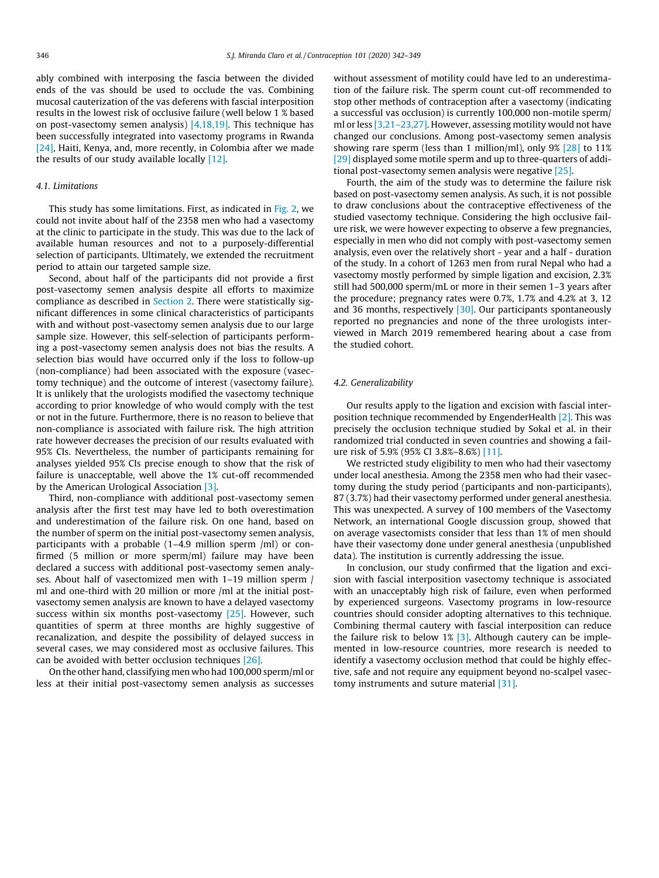ably combined with interposing the fascia between the divided ends of the vas should be used to occlude the vas. Combining mucosal cauterization of the vas deferens with fascial interposition results in the lowest risk of occlusive failure (well below 1 % based on post-vasectomy semen analysis) [4,18,19]. This technique has been successfully integrated into vasectomy programs in Rwanda [24], Haiti, Kenya, and, more recently, in Colombia after we made the results of our study available locally [12].

### 4.1. Limitations

This study has some limitations. First, as indicated in Fig. 2, we could not invite about half of the 2358 men who had a vasectomy at the clinic to participate in the study. This was due to the lack of available human resources and not to a purposely-differential selection of participants. Ultimately, we extended the recruitment period to attain our targeted sample size.

Second, about half of the participants did not provide a first post-vasectomy semen analysis despite all efforts to maximize compliance as described in Section 2. There were statistically significant differences in some clinical characteristics of participants with and without post-vasectomy semen analysis due to our large sample size. However, this self-selection of participants performing a post-vasectomy semen analysis does not bias the results. A selection bias would have occurred only if the loss to follow-up (non-compliance) had been associated with the exposure (vasectomy technique) and the outcome of interest (vasectomy failure). It is unlikely that the urologists modified the vasectomy technique according to prior knowledge of who would comply with the test or not in the future. Furthermore, there is no reason to believe that non-compliance is associated with failure risk. The high attrition rate however decreases the precision of our results evaluated with 95% CIs. Nevertheless, the number of participants remaining for analyses yielded 95% CIs precise enough to show that the risk of failure is unacceptable, well above the 1% cut-off recommended by the American Urological Association [3].

Third, non-compliance with additional post-vasectomy semen analysis after the first test may have led to both overestimation and underestimation of the failure risk. On one hand, based on the number of sperm on the initial post-vasectomy semen analysis, participants with a probable (1–4.9 million sperm /ml) or confirmed (5 million or more sperm/ml) failure may have been declared a success with additional post-vasectomy semen analyses. About half of vasectomized men with 1–19 million sperm / ml and one-third with 20 million or more /ml at the initial post-vasectomy semen analysis are known to have a delayed vasectomy success within six months post-vasectomy [25]. However, such quantities of sperm at three months are highly suggestive of recanalization, and despite the possibility of delayed success in several cases, we may considered most as occlusive failures. This can be avoided with better occlusion techniques [26].

On the other hand, classifying men who had 100,000 sperm/ml or less at their initial post-vasectomy semen analysis as successes without assessment of motility could have led to an underestimation of the failure risk. The sperm count cut-off recommended to stop other methods of contraception after a vasectomy (indicating a successful vas occlusion) is currently 100,000 non-motile sperm/ml or less [3,21–23,27]. However, assessing motility would not have changed our conclusions. Among post-vasectomy semen analysis showing rare sperm (less than 1 million/ml), only 9% [28] to 11% [29] displayed some motile sperm and up to three-quarters of additional post-vasectomy semen analysis were negative [25].

Fourth, the aim of the study was to determine the failure risk based on post-vasectomy semen analysis. As such, it is not possible to draw conclusions about the contraceptive effectiveness of the studied vasectomy technique. Considering the high occlusive failure risk, we were however expecting to observe a few pregnancies, especially in men who did not comply with post-vasectomy semen analysis, even over the relatively short - year and a half - duration of the study. In a cohort of 1263 men from rural Nepal who had a vasectomy mostly performed by simple ligation and excision, 2.3% still had 500,000 sperm/mL or more in their semen 1–3 years after the procedure; pregnancy rates were 0.7%, 1.7% and 4.2% at 3, 12 and 36 months, respectively [30]. Our participants spontaneously reported no pregnancies and none of the three urologists interviewed in March 2019 remembered hearing about a case from the studied cohort.

### 4.2. Generalizability

Our results apply to the ligation and excision with fascial interposition technique recommended by EngenderHealth [2]. This was precisely the occlusion technique studied by Sokal et al. in their randomized trial conducted in seven countries and showing a failure risk of 5.9% (95% CI 3.8%–8.6%) [11].

We restricted study eligibility to men who had their vasectomy under local anesthesia. Among the 2358 men who had their vasectomy during the study period (participants and non-participants), 87 (3.7%) had their vasectomy performed under general anesthesia. This was unexpected. A survey of 100 members of the Vasectomy Network, an international Google discussion group, showed that on average vasectomists consider that less than 1% of men should have their vasectomy done under general anesthesia (unpublished data). The institution is currently addressing the issue.

In conclusion, our study confirmed that the ligation and excision with fascial interposition vasectomy technique is associated with an unacceptably high risk of failure, even when performed by experienced surgeons. Vasectomy programs in low-resource countries should consider adopting alternatives to this technique. Combining thermal cautery with fascial interposition can reduce the failure risk to below 1% [3]. Although cautery can be implemented in low-resource countries, more research is needed to identify a vasectomy occlusion method that could be highly effective, safe and not require any equipment beyond no-scalpel vasectomy instruments and suture material [31].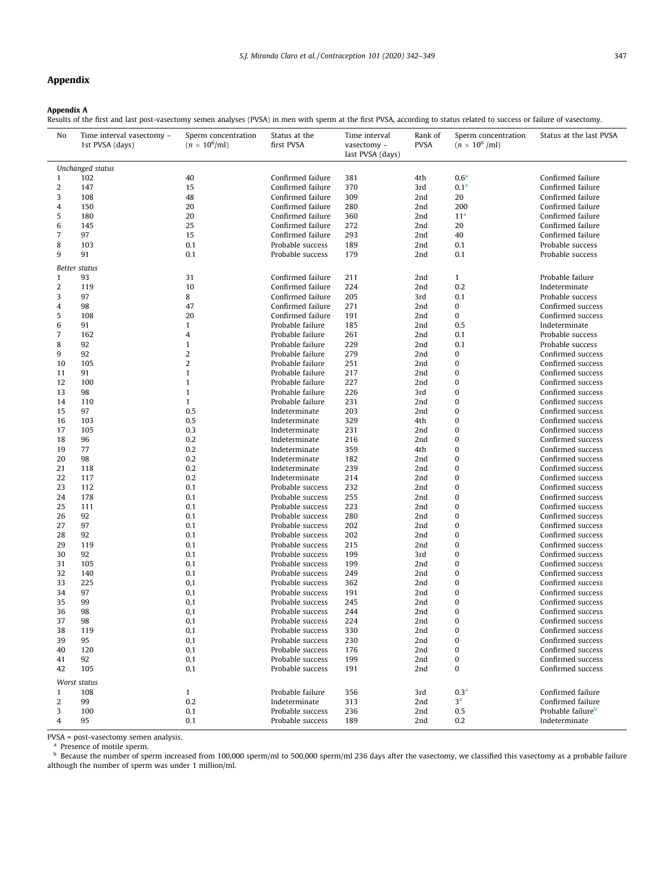## Appendix

**Appendix A**

Results of the first and last post-vasectomy semen analyses (PVSA) in men with sperm at the first PVSA, according to status related to success or failure of vasectomy.

| No | Time interval vasectomy – 1st PVSA (days) | Sperm concentration ($n \times 10^6$/ml) | Status at the first PVSA | Time interval vasectomy – last PVSA (days) | Rank of PVSA | Sperm concentration ($n \times 10^6$ /ml) | Status at the last PVSA |
|---|---|---|---|---|---|---|---|
| *Unchanged status* | | | | | | | |
| 1 | 102 | 40 | Confirmed failure | 381 | 4th | 0.6[a] | Confirmed failure |
| 2 | 147 | 15 | Confirmed failure | 370 | 3rd | 0.1[a] | Confirmed failure |
| 3 | 108 | 48 | Confirmed failure | 309 | 2nd | 20 | Confirmed failure |
| 4 | 150 | 20 | Confirmed failure | 280 | 2nd | 200 | Confirmed failure |
| 5 | 180 | 20 | Confirmed failure | 360 | 2nd | 11[a] | Confirmed failure |
| 6 | 145 | 25 | Confirmed failure | 272 | 2nd | 20 | Confirmed failure |
| 7 | 97 | 15 | Confirmed failure | 293 | 2nd | 40 | Confirmed failure |
| 8 | 103 | 0.1 | Probable success | 189 | 2nd | 0.1 | Probable success |
| 9 | 91 | 0.1 | Probable success | 179 | 2nd | 0.1 | Probable success |
| *Better status* | | | | | | | |
| 1 | 93 | 31 | Confirmed failure | 211 | 2nd | 1 | Probable failure |
| 2 | 119 | 10 | Confirmed failure | 224 | 2nd | 0.2 | Indeterminate |
| 3 | 97 | 8 | Confirmed failure | 205 | 3rd | 0.1 | Probable success |
| 4 | 98 | 47 | Confirmed failure | 271 | 2nd | 0 | Confirmed success |
| 5 | 108 | 20 | Confirmed failure | 191 | 2nd | 0 | Confirmed success |
| 6 | 91 | 1 | Probable failure | 185 | 2nd | 0.5 | Indeterminate |
| 7 | 162 | 4 | Probable failure | 261 | 2nd | 0.1 | Probable success |
| 8 | 92 | 1 | Probable failure | 229 | 2nd | 0.1 | Probable success |
| 9 | 92 | 2 | Probable failure | 279 | 2nd | 0 | Confirmed success |
| 10 | 105 | 2 | Probable failure | 251 | 2nd | 0 | Confirmed success |
| 11 | 91 | 1 | Probable failure | 217 | 2nd | 0 | Confirmed success |
| 12 | 100 | 1 | Probable failure | 227 | 2nd | 0 | Confirmed success |
| 13 | 98 | 1 | Probable failure | 226 | 3rd | 0 | Confirmed success |
| 14 | 110 | 1 | Probable failure | 231 | 2nd | 0 | Confirmed success |
| 15 | 97 | 0.5 | Indeterminate | 203 | 2nd | 0 | Confirmed success |
| 16 | 103 | 0.5 | Indeterminate | 329 | 4th | 0 | Confirmed success |
| 17 | 105 | 0.3 | Indeterminate | 231 | 2nd | 0 | Confirmed success |
| 18 | 96 | 0.2 | Indeterminate | 216 | 2nd | 0 | Confirmed success |
| 19 | 77 | 0.2 | Indeterminate | 359 | 4th | 0 | Confirmed success |
| 20 | 98 | 0.2 | Indeterminate | 182 | 2nd | 0 | Confirmed success |
| 21 | 118 | 0.2 | Indeterminate | 239 | 2nd | 0 | Confirmed success |
| 22 | 117 | 0.2 | Indeterminate | 214 | 2nd | 0 | Confirmed success |
| 23 | 112 | 0.1 | Probable success | 232 | 2nd | 0 | Confirmed success |
| 24 | 178 | 0.1 | Probable success | 255 | 2nd | 0 | Confirmed success |
| 25 | 111 | 0.1 | Probable success | 223 | 2nd | 0 | Confirmed success |
| 26 | 92 | 0.1 | Probable success | 280 | 2nd | 0 | Confirmed success |
| 27 | 97 | 0.1 | Probable success | 202 | 2nd | 0 | Confirmed success |
| 28 | 92 | 0.1 | Probable success | 202 | 2nd | 0 | Confirmed success |
| 29 | 119 | 0.1 | Probable success | 215 | 2nd | 0 | Confirmed success |
| 30 | 92 | 0.1 | Probable success | 199 | 3rd | 0 | Confirmed success |
| 31 | 105 | 0.1 | Probable success | 199 | 2nd | 0 | Confirmed success |
| 32 | 140 | 0.1 | Probable success | 249 | 2nd | 0 | Confirmed success |
| 33 | 225 | 0,1 | Probable success | 362 | 2nd | 0 | Confirmed success |
| 34 | 97 | 0,1 | Probable success | 191 | 2nd | 0 | Confirmed success |
| 35 | 99 | 0,1 | Probable success | 245 | 2nd | 0 | Confirmed success |
| 36 | 98 | 0,1 | Probable success | 244 | 2nd | 0 | Confirmed success |
| 37 | 98 | 0,1 | Probable success | 224 | 2nd | 0 | Confirmed success |
| 38 | 119 | 0,1 | Probable success | 330 | 2nd | 0 | Confirmed success |
| 39 | 95 | 0,1 | Probable success | 230 | 2nd | 0 | Confirmed success |
| 40 | 120 | 0,1 | Probable success | 176 | 2nd | 0 | Confirmed success |
| 41 | 92 | 0,1 | Probable success | 199 | 2nd | 0 | Confirmed success |
| 42 | 105 | 0,1 | Probable success | 191 | 2nd | 0 | Confirmed success |
| *Worst status* | | | | | | | |
| 1 | 108 | 1 | Probable failure | 356 | 3rd | 0.3[a] | Confirmed failure |
| 2 | 99 | 0.2 | Indeterminate | 313 | 2nd | 3[a] | Confirmed failure |
| 3 | 100 | 0.1 | Probable success | 236 | 2nd | 0.5 | Probable failure[b] |
| 4 | 95 | 0.1 | Probable success | 189 | 2nd | 0.2 | Indeterminate |

PVSA = post-vasectomy semen analysis.

[a] Presence of motile sperm.

[b] Because the number of sperm increased from 100,000 sperm/ml to 500,000 sperm/ml 236 days after the vasectomy, we classified this vasectomy as a probable failure although the number of sperm was under 1 million/ml.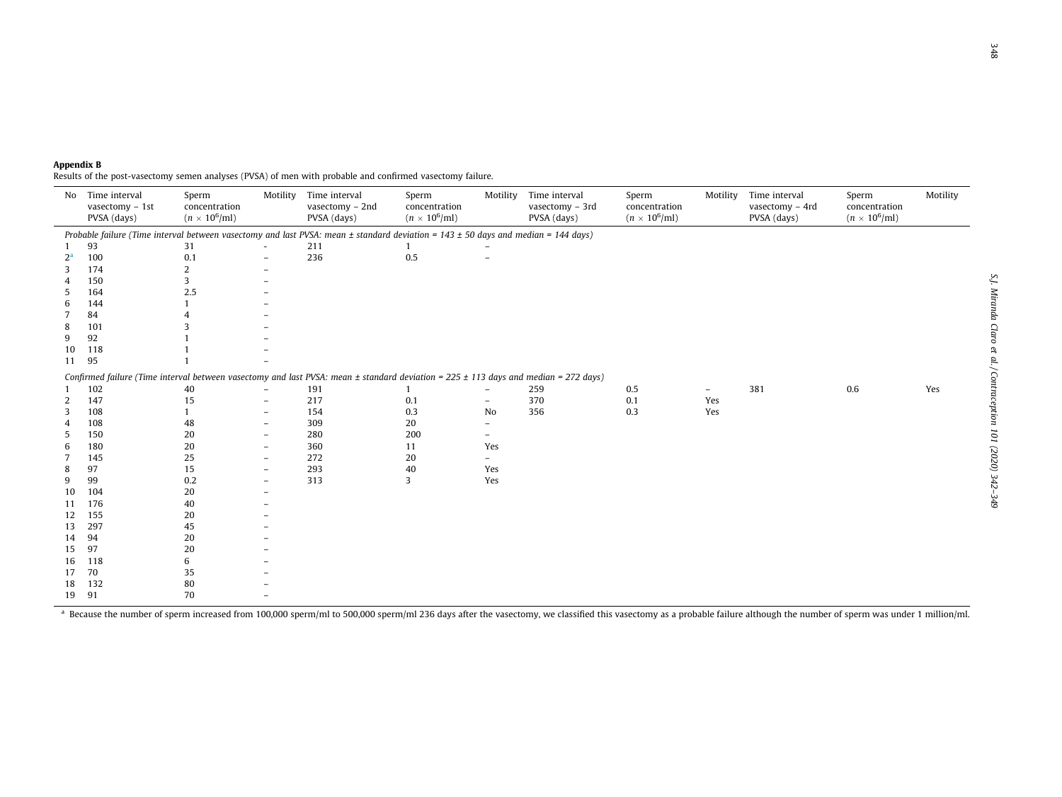**Appendix B**

Results of the post-vasectomy semen analyses (PVSA) of men with probable and confirmed vasectomy failure.

| No | Time interval vasectomy – 1st PVSA (days) | Sperm concentration ($n \times 10^6$/ml) | Motility | Time interval vasectomy – 2nd PVSA (days) | Sperm concentration ($n \times 10^6$/ml) | Motility | Time interval vasectomy – 3rd PVSA (days) | Sperm concentration ($n \times 10^6$/ml) | Motility | Time interval vasectomy – 4rd PVSA (days) | Sperm concentration ($n \times 10^6$/ml) | Motility |
|---|---|---|---|---|---|---|---|---|---|---|---|---|
| *Probable failure (Time interval between vasectomy and last PVSA: mean ± standard deviation = 143 ± 50 days and median = 144 days)* | | | | | | | | | | | | |
| 1 | 93 | 31 | – | 211 | 1 | – | | | | | | |
| 2[a] | 100 | 0.1 | – | 236 | 0.5 | – | | | | | | |
| 3 | 174 | 2 | – | | | | | | | | | |
| 4 | 150 | 3 | – | | | | | | | | | |
| 5 | 164 | 2.5 | – | | | | | | | | | |
| 6 | 144 | 1 | – | | | | | | | | | |
| 7 | 84 | 4 | – | | | | | | | | | |
| 8 | 101 | 3 | – | | | | | | | | | |
| 9 | 92 | 1 | – | | | | | | | | | |
| 10 | 118 | 1 | – | | | | | | | | | |
| 11 | 95 | 1 | – | | | | | | | | | |
| *Confirmed failure (Time interval between vasectomy and last PVSA: mean ± standard deviation = 225 ± 113 days and median = 272 days)* | | | | | | | | | | | | |
| 1 | 102 | 40 | – | 191 | 1 | – | 259 | 0.5 | – | 381 | 0.6 | Yes |
| 2 | 147 | 15 | – | 217 | 0.1 | – | 370 | 0.1 | Yes | | | |
| 3 | 108 | 1 | – | 154 | 0.3 | No | 356 | 0.3 | Yes | | | |
| 4 | 108 | 48 | – | 309 | 20 | – | | | | | | |
| 5 | 150 | 20 | – | 280 | 200 | – | | | | | | |
| 6 | 180 | 20 | – | 360 | 11 | Yes | | | | | | |
| 7 | 145 | 25 | – | 272 | 20 | – | | | | | | |
| 8 | 97 | 15 | – | 293 | 40 | Yes | | | | | | |
| 9 | 99 | 0.2 | – | 313 | 3 | Yes | | | | | | |
| 10 | 104 | 20 | – | | | | | | | | | |
| 11 | 176 | 40 | – | | | | | | | | | |
| 12 | 155 | 20 | – | | | | | | | | | |
| 13 | 297 | 45 | – | | | | | | | | | |
| 14 | 94 | 20 | – | | | | | | | | | |
| 15 | 97 | 20 | – | | | | | | | | | |
| 16 | 118 | 6 | – | | | | | | | | | |
| 17 | 70 | 35 | – | | | | | | | | | |
| 18 | 132 | 80 | – | | | | | | | | | |
| 19 | 91 | 70 | – | | | | | | | | | |

[a] Because the number of sperm increased from 100,000 sperm/ml to 500,000 sperm/ml 236 days after the vasectomy, we classified this vasectomy as a probable failure although the number of sperm was under 1 million/ml.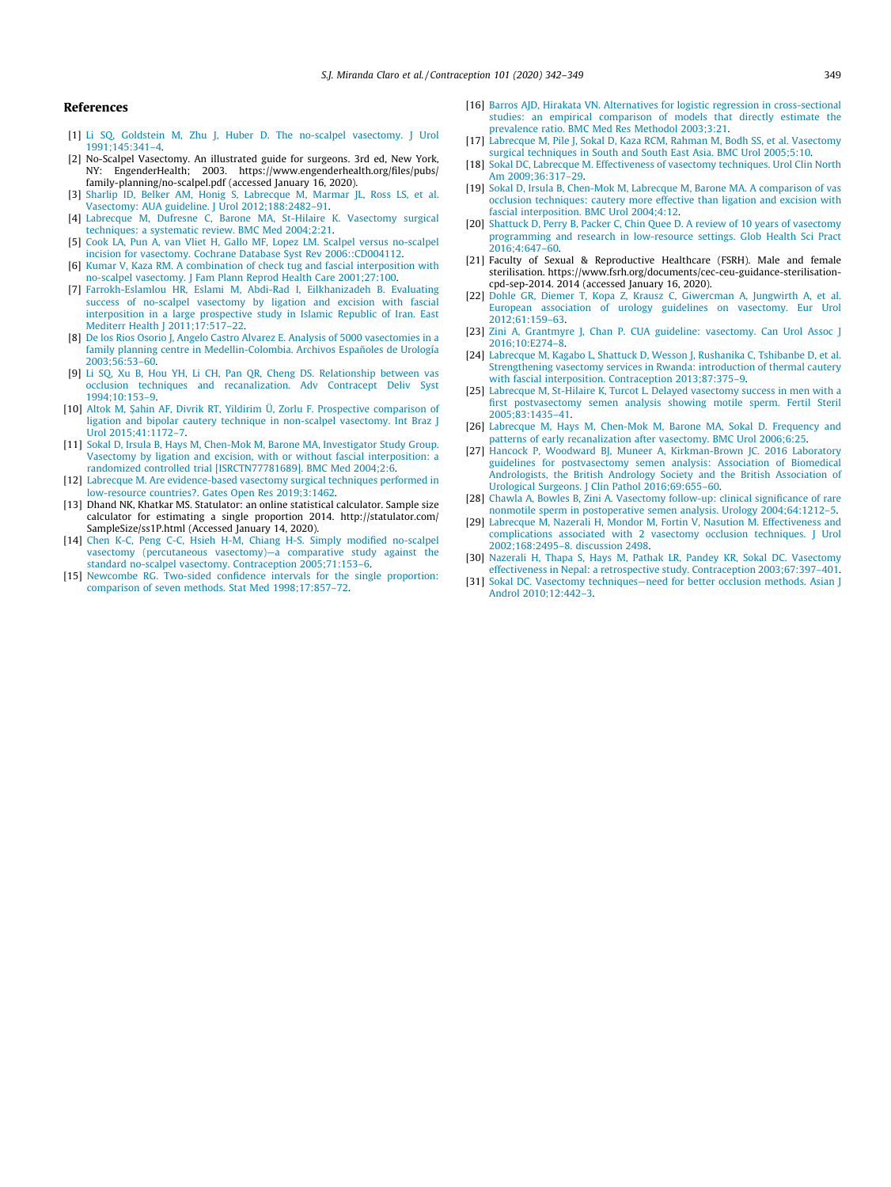## References

[1] Li SQ, Goldstein M, Zhu J, Huber D. The no-scalpel vasectomy. J Urol 1991;145:341–4.

[2] No-Scalpel Vasectomy. An illustrated guide for surgeons. 3rd ed, New York, NY: EngenderHealth; 2003. https://www.engenderhealth.org/files/pubs/family-planning/no-scalpel.pdf (accessed January 16, 2020).

[3] Sharlip ID, Belker AM, Honig S, Labrecque M, Marmar JL, Ross LS, et al. Vasectomy: AUA guideline. J Urol 2012;188:2482–91.

[4] Labrecque M, Dufresne C, Barone MA, St-Hilaire K. Vasectomy surgical techniques: a systematic review. BMC Med 2004;2:21.

[5] Cook LA, Pun A, van Vliet H, Gallo MF, Lopez LM. Scalpel versus no-scalpel incision for vasectomy. Cochrane Database Syst Rev 2006::CD004112.

[6] Kumar V, Kaza RM. A combination of check tug and fascial interposition with no-scalpel vasectomy. J Fam Plann Reprod Health Care 2001;27:100.

[7] Farrokh-Eslamlou HR, Eslami M, Abdi-Rad I, Eilkhanizadeh B. Evaluating success of no-scalpel vasectomy by ligation and excision with fascial interposition in a large prospective study in Islamic Republic of Iran. East Mediterr Health J 2011;17:517–22.

[8] De los Rios Osorio J, Angelo Castro Alvarez E. Analysis of 5000 vasectomies in a family planning centre in Medellin-Colombia. Archivos Españoles de Urología 2003;56:53–60.

[9] Li SQ, Xu B, Hou YH, Li CH, Pan QR, Cheng DS. Relationship between vas occlusion techniques and recanalization. Adv Contracept Deliv Syst 1994;10:153–9.

[10] Altok M, Şahin AF, Divrik RT, Yildirim Ü, Zorlu F. Prospective comparison of ligation and bipolar cautery technique in non-scalpel vasectomy. Int Braz J Urol 2015;41:1172–7.

[11] Sokal D, Irsula B, Hays M, Chen-Mok M, Barone MA, Investigator Study Group. Vasectomy by ligation and excision, with or without fascial interposition: a randomized controlled trial [ISRCTN77781689]. BMC Med 2004;2:6.

[12] Labrecque M. Are evidence-based vasectomy surgical techniques performed in low-resource countries?. Gates Open Res 2019;3:1462.

[13] Dhand NK, Khatkar MS. Statulator: an online statistical calculator. Sample size calculator for estimating a single proportion 2014. http://statulator.com/SampleSize/ss1P.html (Accessed January 14, 2020).

[14] Chen K-C, Peng C-C, Hsieh H-M, Chiang H-S. Simply modified no-scalpel vasectomy (percutaneous vasectomy)—a comparative study against the standard no-scalpel vasectomy. Contraception 2005;71:153–6.

[15] Newcombe RG. Two-sided confidence intervals for the single proportion: comparison of seven methods. Stat Med 1998;17:857–72.

[16] Barros AJD, Hirakata VN. Alternatives for logistic regression in cross-sectional studies: an empirical comparison of models that directly estimate the prevalence ratio. BMC Med Res Methodol 2003;3:21.

[17] Labrecque M, Pile J, Sokal D, Kaza RCM, Rahman M, Bodh SS, et al. Vasectomy surgical techniques in South and South East Asia. BMC Urol 2005;5:10.

[18] Sokal DC, Labrecque M. Effectiveness of vasectomy techniques. Urol Clin North Am 2009;36:317–29.

[19] Sokal D, Irsula B, Chen-Mok M, Labrecque M, Barone MA. A comparison of vas occlusion techniques: cautery more effective than ligation and excision with fascial interposition. BMC Urol 2004;4:12.

[20] Shattuck D, Perry B, Packer C, Chin Quee D. A review of 10 years of vasectomy programming and research in low-resource settings. Glob Health Sci Pract 2016;4:647–60.

[21] Faculty of Sexual & Reproductive Healthcare (FSRH). Male and female sterilisation. https://www.fsrh.org/documents/cec-ceu-guidance-sterilisation-cpd-sep-2014. 2014 (accessed January 16, 2020).

[22] Dohle GR, Diemer T, Kopa Z, Krausz C, Giwercman A, Jungwirth A, et al. European association of urology guidelines on vasectomy. Eur Urol 2012;61:159–63.

[23] Zini A, Grantmyre J, Chan P. CUA guideline: vasectomy. Can Urol Assoc J 2016;10:E274–8.

[24] Labrecque M, Kagabo L, Shattuck D, Wesson J, Rushanika C, Tshibanbe D, et al. Strengthening vasectomy services in Rwanda: introduction of thermal cautery with fascial interposition. Contraception 2013;87:375–9.

[25] Labrecque M, St-Hilaire K, Turcot L. Delayed vasectomy success in men with a first postvasectomy semen analysis showing motile sperm. Fertil Steril 2005;83:1435–41.

[26] Labrecque M, Hays M, Chen-Mok M, Barone MA, Sokal D. Frequency and patterns of early recanalization after vasectomy. BMC Urol 2006;6:25.

[27] Hancock P, Woodward BJ, Muneer A, Kirkman-Brown JC. 2016 Laboratory guidelines for postvasectomy semen analysis: Association of Biomedical Andrologists, the British Andrology Society and the British Association of Urological Surgeons. J Clin Pathol 2016;69:655–60.

[28] Chawla A, Bowles B, Zini A. Vasectomy follow-up: clinical significance of rare nonmotile sperm in postoperative semen analysis. Urology 2004;64:1212–5.

[29] Labrecque M, Nazerali H, Mondor M, Fortin V, Nasution M. Effectiveness and complications associated with 2 vasectomy occlusion techniques. J Urol 2002;168:2495–8. discussion 2498.

[30] Nazerali H, Thapa S, Hays M, Pathak LR, Pandey KR, Sokal DC. Vasectomy effectiveness in Nepal: a retrospective study. Contraception 2003;67:397–401.

[31] Sokal DC. Vasectomy techniques—need for better occlusion methods. Asian J Androl 2010;12:442–3.